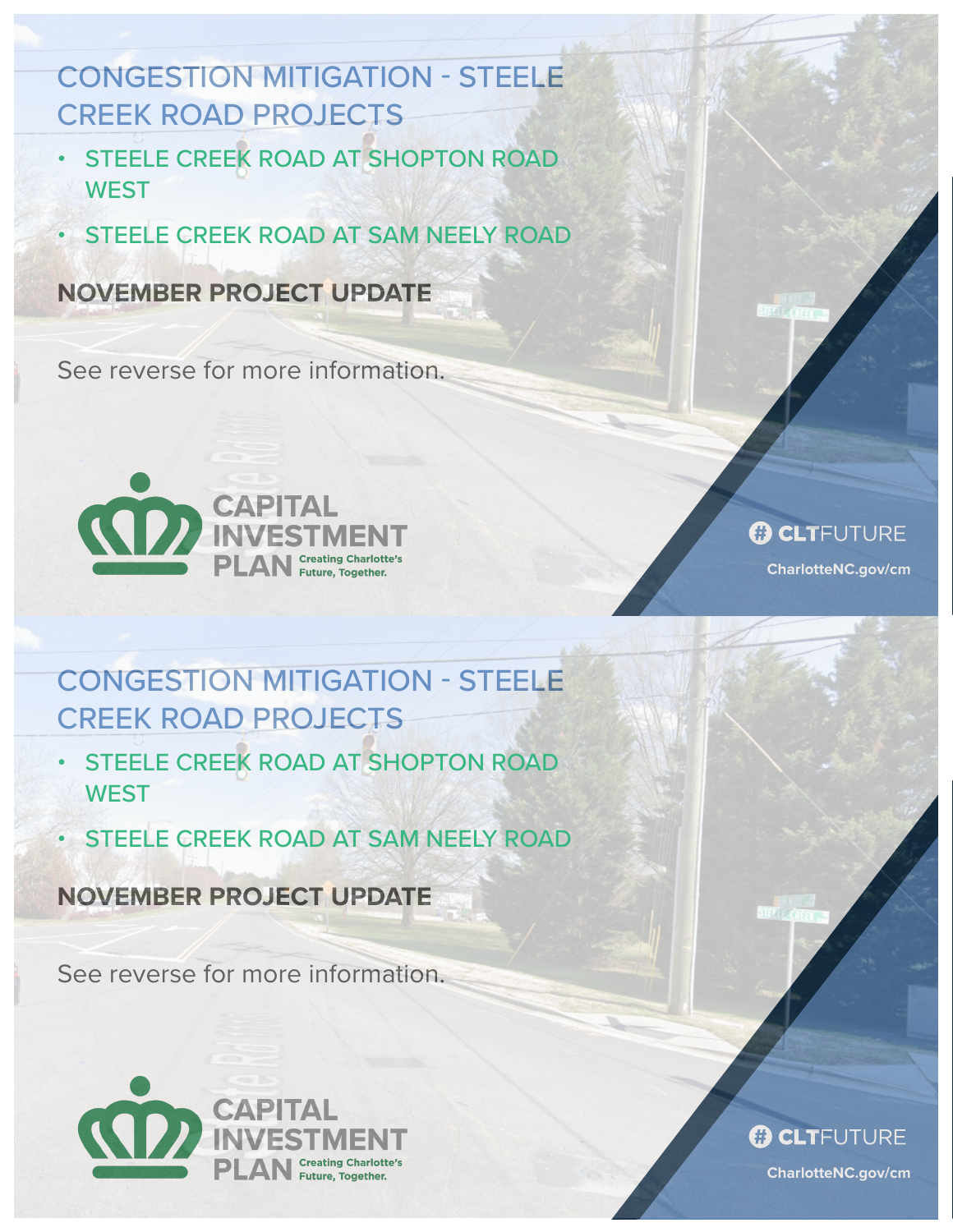# CONGESTION MITIGATION - STEELE CREEK ROAD PROJECTS

- STEELE CREEK ROAD AT SHOPTON ROAD WEST
- STEELE CREEK ROAD AT SAM NEELY ROAD

## NOVEMBER PROJECT UPDATE

See reverse for more information.

CAPITAL INVESTMENT PLAN Creating Charlotte's Future, Together.

# CLTFUTURE

CharlotteNC.gov/cm

# CONGESTION MITIGATION - STEELE CREEK ROAD PROJECTS

- STEELE CREEK ROAD AT SHOPTON ROAD WEST
- STEELE CREEK ROAD AT SAM NEELY ROAD

## NOVEMBER PROJECT UPDATE

See reverse for more information.

CAPITAL INVESTMENT PLAN Creating Charlotte's Future, Together.

# CLTFUTURE

CharlotteNC.gov/cm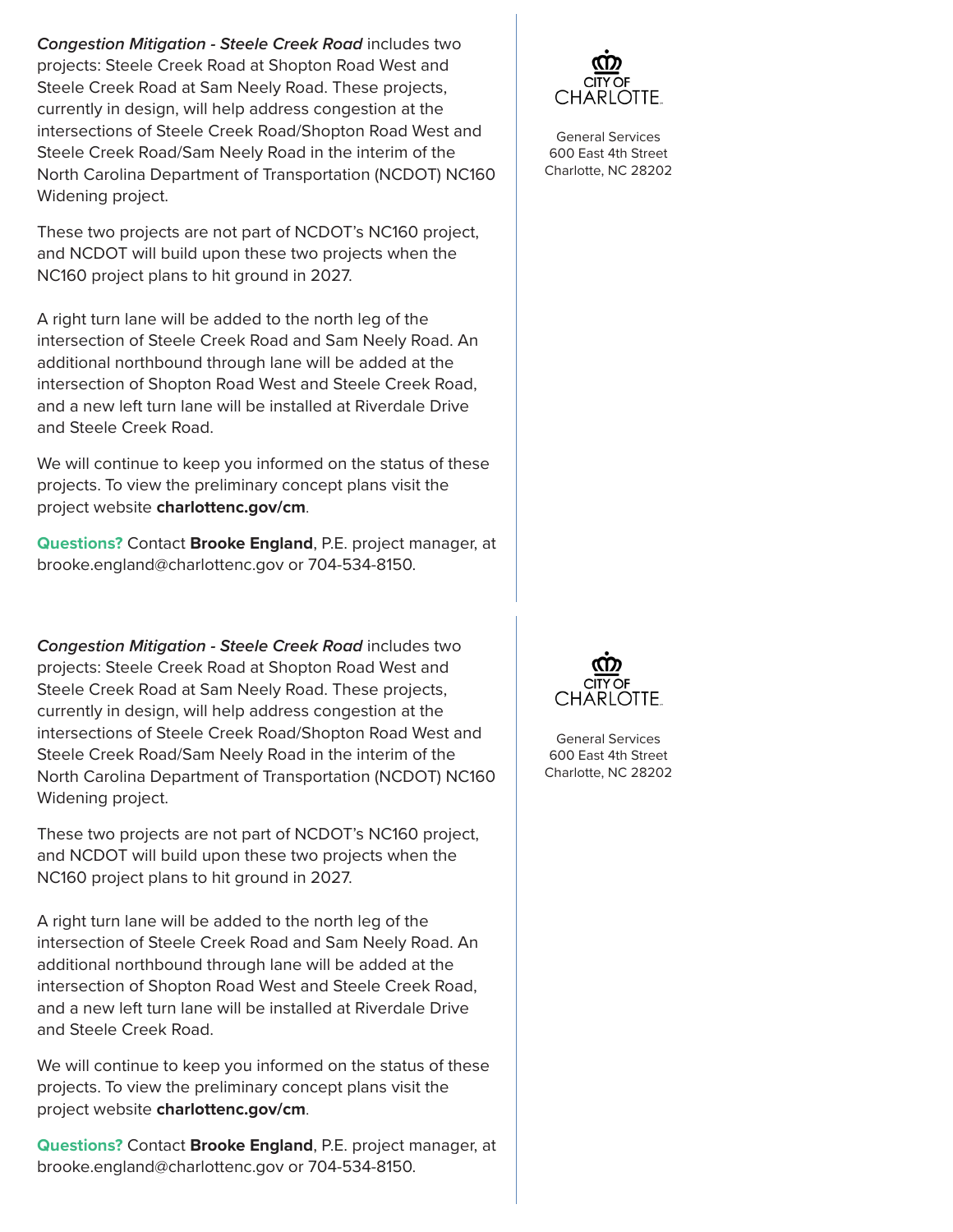***Congestion Mitigation - Steele Creek Road*** includes two projects: Steele Creek Road at Shopton Road West and Steele Creek Road at Sam Neely Road. These projects, currently in design, will help address congestion at the intersections of Steele Creek Road/Shopton Road West and Steele Creek Road/Sam Neely Road in the interim of the North Carolina Department of Transportation (NCDOT) NC160 Widening project.

These two projects are not part of NCDOT's NC160 project, and NCDOT will build upon these two projects when the NC160 project plans to hit ground in 2027.

A right turn lane will be added to the north leg of the intersection of Steele Creek Road and Sam Neely Road. An additional northbound through lane will be added at the intersection of Shopton Road West and Steele Creek Road, and a new left turn lane will be installed at Riverdale Drive and Steele Creek Road.

We will continue to keep you informed on the status of these projects. To view the preliminary concept plans visit the project website **charlottenc.gov/cm**.

**Questions?** Contact **Brooke England**, P.E. project manager, at brooke.england@charlottenc.gov or 704-534-8150.

CITY OF CHARLOTTE

General Services
600 East 4th Street
Charlotte, NC 28202

***Congestion Mitigation - Steele Creek Road*** includes two projects: Steele Creek Road at Shopton Road West and Steele Creek Road at Sam Neely Road. These projects, currently in design, will help address congestion at the intersections of Steele Creek Road/Shopton Road West and Steele Creek Road/Sam Neely Road in the interim of the North Carolina Department of Transportation (NCDOT) NC160 Widening project.

These two projects are not part of NCDOT's NC160 project, and NCDOT will build upon these two projects when the NC160 project plans to hit ground in 2027.

A right turn lane will be added to the north leg of the intersection of Steele Creek Road and Sam Neely Road. An additional northbound through lane will be added at the intersection of Shopton Road West and Steele Creek Road, and a new left turn lane will be installed at Riverdale Drive and Steele Creek Road.

We will continue to keep you informed on the status of these projects. To view the preliminary concept plans visit the project website **charlottenc.gov/cm**.

**Questions?** Contact **Brooke England**, P.E. project manager, at brooke.england@charlottenc.gov or 704-534-8150.

CITY OF CHARLOTTE

General Services
600 East 4th Street
Charlotte, NC 28202